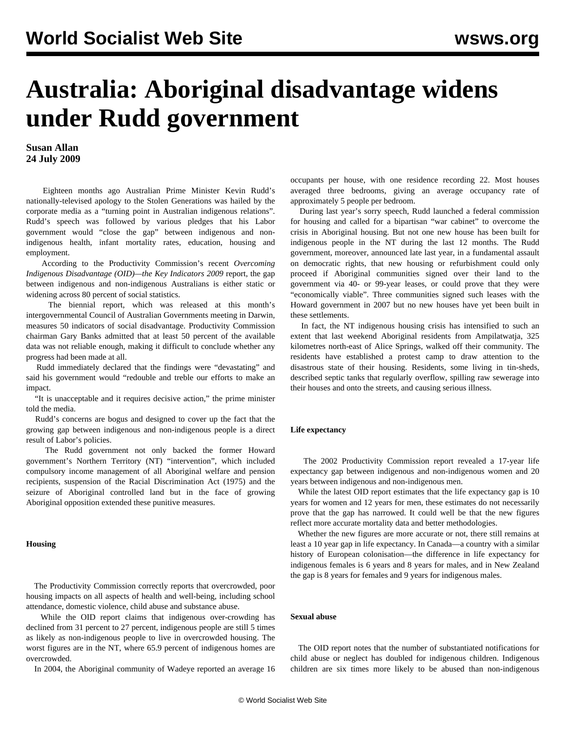# Australia: Aboriginal disadvantage widens under Rudd government

**Susan Allan**
**24 July 2009**

Eighteen months ago Australian Prime Minister Kevin Rudd's nationally-televised apology to the Stolen Generations was hailed by the corporate media as a "turning point in Australian indigenous relations". Rudd's speech was followed by various pledges that his Labor government would "close the gap" between indigenous and non-indigenous health, infant mortality rates, education, housing and employment.

According to the Productivity Commission's recent *Overcoming Indigenous Disadvantage (OID)—the Key Indicators 2009* report, the gap between indigenous and non-indigenous Australians is either static or widening across 80 percent of social statistics.

The biennial report, which was released at this month's intergovernmental Council of Australian Governments meeting in Darwin, measures 50 indicators of social disadvantage. Productivity Commission chairman Gary Banks admitted that at least 50 percent of the available data was not reliable enough, making it difficult to conclude whether any progress had been made at all.

Rudd immediately declared that the findings were "devastating" and said his government would "redouble and treble our efforts to make an impact.

"It is unacceptable and it requires decisive action," the prime minister told the media.

Rudd's concerns are bogus and designed to cover up the fact that the growing gap between indigenous and non-indigenous people is a direct result of Labor's policies.

The Rudd government not only backed the former Howard government's Northern Territory (NT) "intervention", which included compulsory income management of all Aboriginal welfare and pension recipients, suspension of the Racial Discrimination Act (1975) and the seizure of Aboriginal controlled land but in the face of growing Aboriginal opposition extended these punitive measures.

**Housing**

The Productivity Commission correctly reports that overcrowded, poor housing impacts on all aspects of health and well-being, including school attendance, domestic violence, child abuse and substance abuse.

While the OID report claims that indigenous over-crowding has declined from 31 percent to 27 percent, indigenous people are still 5 times as likely as non-indigenous people to live in overcrowded housing. The worst figures are in the NT, where 65.9 percent of indigenous homes are overcrowded.

In 2004, the Aboriginal community of Wadeye reported an average 16 occupants per house, with one residence recording 22. Most houses averaged three bedrooms, giving an average occupancy rate of approximately 5 people per bedroom.

During last year's sorry speech, Rudd launched a federal commission for housing and called for a bipartisan "war cabinet" to overcome the crisis in Aboriginal housing. But not one new house has been built for indigenous people in the NT during the last 12 months. The Rudd government, moreover, announced late last year, in a fundamental assault on democratic rights, that new housing or refurbishment could only proceed if Aboriginal communities signed over their land to the government via 40- or 99-year leases, or could prove that they were "economically viable". Three communities signed such leases with the Howard government in 2007 but no new houses have yet been built in these settlements.

In fact, the NT indigenous housing crisis has intensified to such an extent that last weekend Aboriginal residents from Ampilatwatja, 325 kilometres north-east of Alice Springs, walked off their community. The residents have established a protest camp to draw attention to the disastrous state of their housing. Residents, some living in tin-sheds, described septic tanks that regularly overflow, spilling raw sewerage into their houses and onto the streets, and causing serious illness.

**Life expectancy**

The 2002 Productivity Commission report revealed a 17-year life expectancy gap between indigenous and non-indigenous women and 20 years between indigenous and non-indigenous men.

While the latest OID report estimates that the life expectancy gap is 10 years for women and 12 years for men, these estimates do not necessarily prove that the gap has narrowed. It could well be that the new figures reflect more accurate mortality data and better methodologies.

Whether the new figures are more accurate or not, there still remains at least a 10 year gap in life expectancy. In Canada—a country with a similar history of European colonisation—the difference in life expectancy for indigenous females is 6 years and 8 years for males, and in New Zealand the gap is 8 years for females and 9 years for indigenous males.

**Sexual abuse**

The OID report notes that the number of substantiated notifications for child abuse or neglect has doubled for indigenous children. Indigenous children are six times more likely to be abused than non-indigenous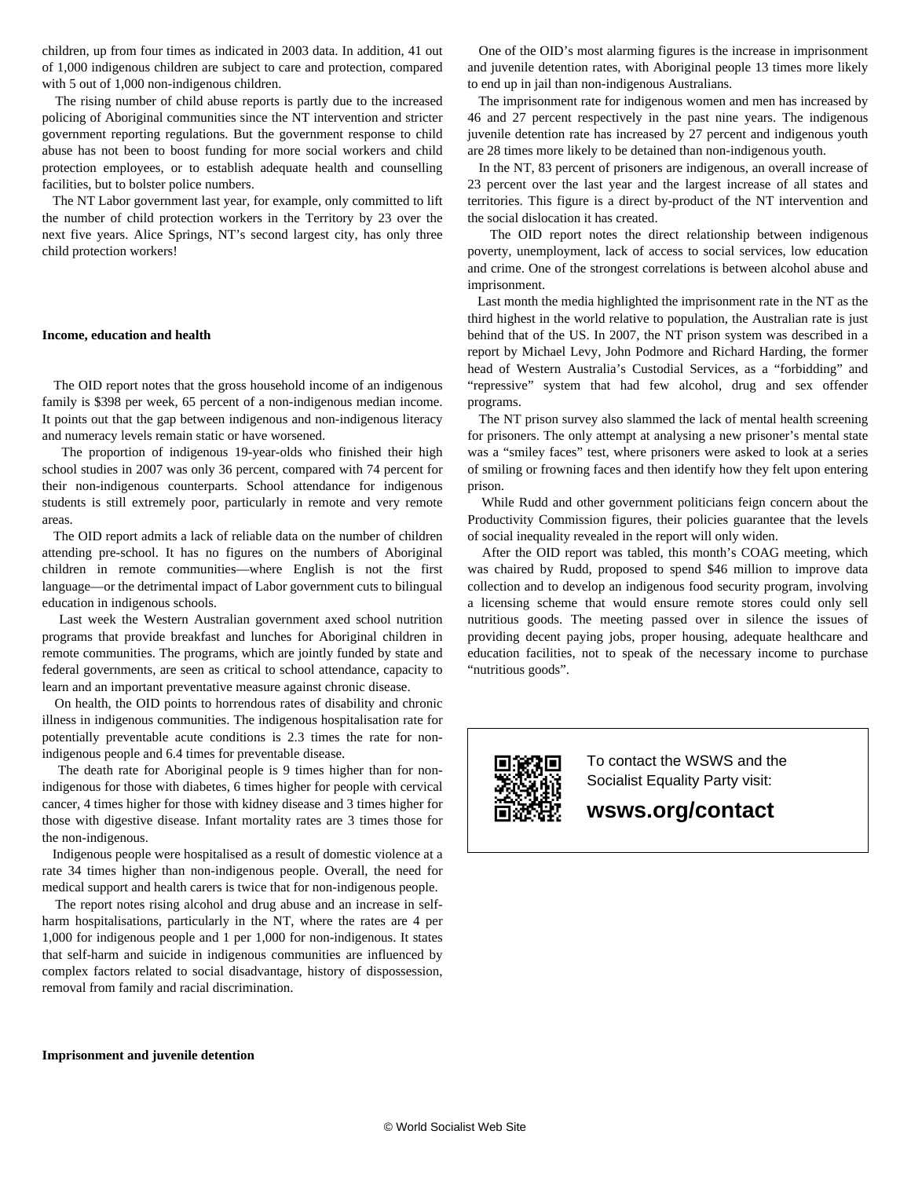children, up from four times as indicated in 2003 data. In addition, 41 out of 1,000 indigenous children are subject to care and protection, compared with 5 out of 1,000 non-indigenous children.

The rising number of child abuse reports is partly due to the increased policing of Aboriginal communities since the NT intervention and stricter government reporting regulations. But the government response to child abuse has not been to boost funding for more social workers and child protection employees, or to establish adequate health and counselling facilities, but to bolster police numbers.

The NT Labor government last year, for example, only committed to lift the number of child protection workers in the Territory by 23 over the next five years. Alice Springs, NT's second largest city, has only three child protection workers!

**Income, education and health**

The OID report notes that the gross household income of an indigenous family is $398 per week, 65 percent of a non-indigenous median income. It points out that the gap between indigenous and non-indigenous literacy and numeracy levels remain static or have worsened.

The proportion of indigenous 19-year-olds who finished their high school studies in 2007 was only 36 percent, compared with 74 percent for their non-indigenous counterparts. School attendance for indigenous students is still extremely poor, particularly in remote and very remote areas.

The OID report admits a lack of reliable data on the number of children attending pre-school. It has no figures on the numbers of Aboriginal children in remote communities—where English is not the first language—or the detrimental impact of Labor government cuts to bilingual education in indigenous schools.

Last week the Western Australian government axed school nutrition programs that provide breakfast and lunches for Aboriginal children in remote communities. The programs, which are jointly funded by state and federal governments, are seen as critical to school attendance, capacity to learn and an important preventative measure against chronic disease.

On health, the OID points to horrendous rates of disability and chronic illness in indigenous communities. The indigenous hospitalisation rate for potentially preventable acute conditions is 2.3 times the rate for non-indigenous people and 6.4 times for preventable disease.

The death rate for Aboriginal people is 9 times higher than for non-indigenous for those with diabetes, 6 times higher for people with cervical cancer, 4 times higher for those with kidney disease and 3 times higher for those with digestive disease. Infant mortality rates are 3 times those for the non-indigenous.

Indigenous people were hospitalised as a result of domestic violence at a rate 34 times higher than non-indigenous people. Overall, the need for medical support and health carers is twice that for non-indigenous people.

The report notes rising alcohol and drug abuse and an increase in self-harm hospitalisations, particularly in the NT, where the rates are 4 per 1,000 for indigenous people and 1 per 1,000 for non-indigenous. It states that self-harm and suicide in indigenous communities are influenced by complex factors related to social disadvantage, history of dispossession, removal from family and racial discrimination.

**Imprisonment and juvenile detention**

One of the OID's most alarming figures is the increase in imprisonment and juvenile detention rates, with Aboriginal people 13 times more likely to end up in jail than non-indigenous Australians.

The imprisonment rate for indigenous women and men has increased by 46 and 27 percent respectively in the past nine years. The indigenous juvenile detention rate has increased by 27 percent and indigenous youth are 28 times more likely to be detained than non-indigenous youth.

In the NT, 83 percent of prisoners are indigenous, an overall increase of 23 percent over the last year and the largest increase of all states and territories. This figure is a direct by-product of the NT intervention and the social dislocation it has created.

The OID report notes the direct relationship between indigenous poverty, unemployment, lack of access to social services, low education and crime. One of the strongest correlations is between alcohol abuse and imprisonment.

Last month the media highlighted the imprisonment rate in the NT as the third highest in the world relative to population, the Australian rate is just behind that of the US. In 2007, the NT prison system was described in a report by Michael Levy, John Podmore and Richard Harding, the former head of Western Australia's Custodial Services, as a "forbidding" and "repressive" system that had few alcohol, drug and sex offender programs.

The NT prison survey also slammed the lack of mental health screening for prisoners. The only attempt at analysing a new prisoner's mental state was a "smiley faces" test, where prisoners were asked to look at a series of smiling or frowning faces and then identify how they felt upon entering prison.

While Rudd and other government politicians feign concern about the Productivity Commission figures, their policies guarantee that the levels of social inequality revealed in the report will only widen.

After the OID report was tabled, this month's COAG meeting, which was chaired by Rudd, proposed to spend $46 million to improve data collection and to develop an indigenous food security program, involving a licensing scheme that would ensure remote stores could only sell nutritious goods. The meeting passed over in silence the issues of providing decent paying jobs, proper housing, adequate healthcare and education facilities, not to speak of the necessary income to purchase "nutritious goods".

To contact the WSWS and the Socialist Equality Party visit:

**wsws.org/contact**